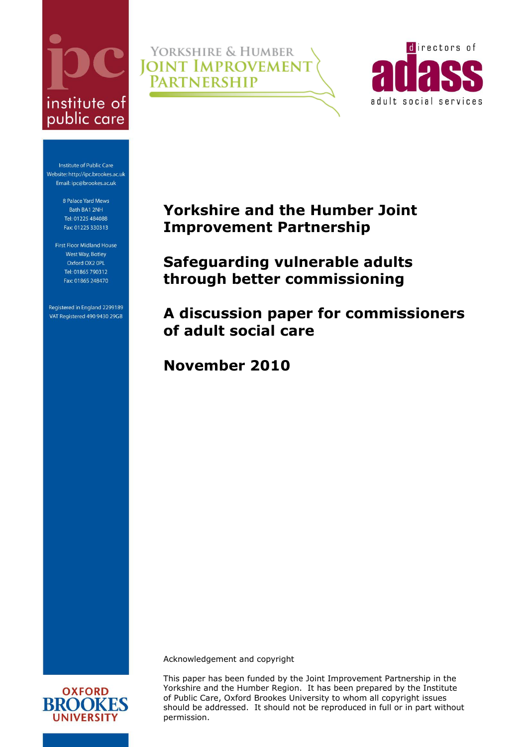institute of public care

YORKSHIRE & HUMBER JOINT IMPROVEMENT PARTNERSHIP

directors of adass adult social services

Institute of Public Care
Website: http://ipc.brookes.ac.uk
Email: ipc@brookes.ac.uk

8 Palace Yard Mews
Bath BA1 2NH
Tel: 01225 484088
Fax: 01225 330313

First Floor Midland House
West Way, Botley
Oxford OX2 0PL
Tel: 01865 790312
Fax: 01865 248470

Registered in England 2299189
VAT Registered 490 9430 29GB

# Yorkshire and the Humber Joint Improvement Partnership

# Safeguarding vulnerable adults through better commissioning

# A discussion paper for commissioners of adult social care

# November 2010

Acknowledgement and copyright

This paper has been funded by the Joint Improvement Partnership in the Yorkshire and the Humber Region. It has been prepared by the Institute of Public Care, Oxford Brookes University to whom all copyright issues should be addressed. It should not be reproduced in full or in part without permission.

OXFORD BROOKES UNIVERSITY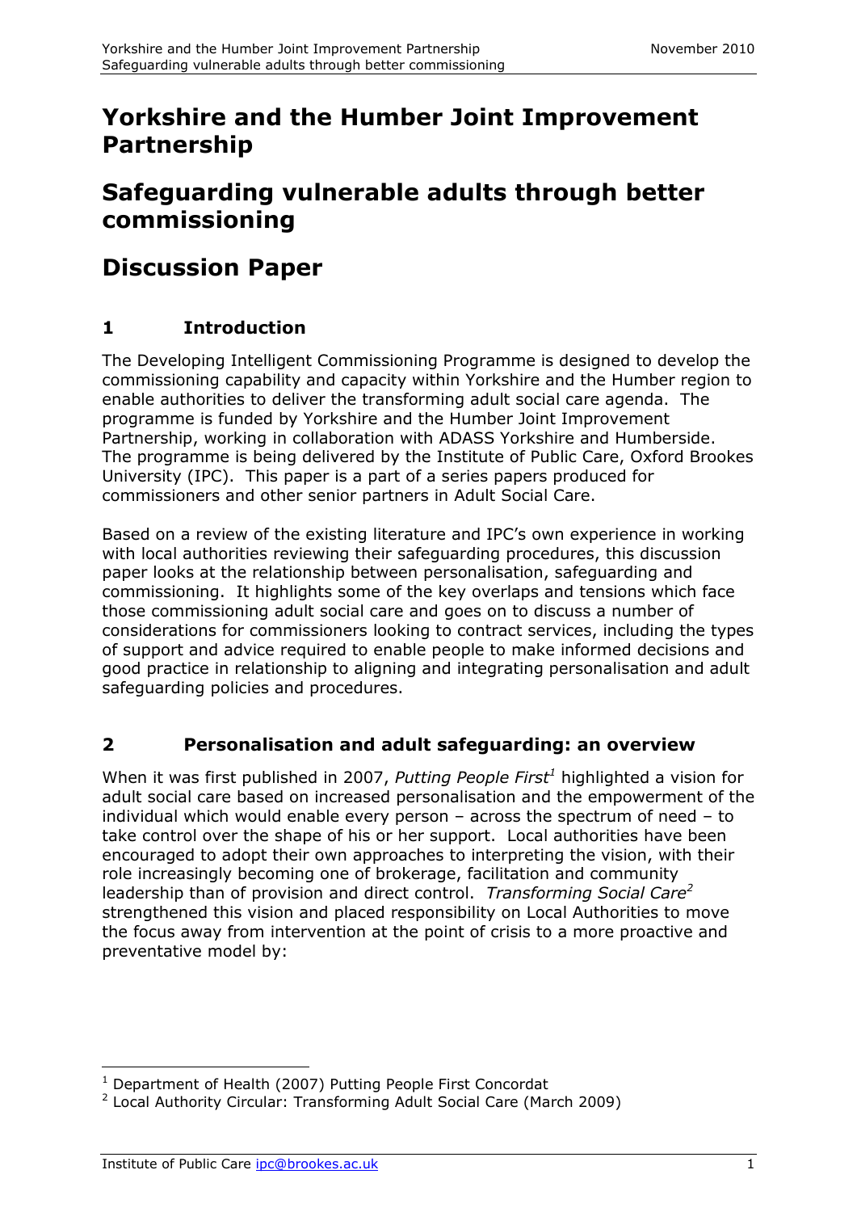# Yorkshire and the Humber Joint Improvement Partnership

# Safeguarding vulnerable adults through better commissioning

# Discussion Paper

## 1 Introduction

The Developing Intelligent Commissioning Programme is designed to develop the commissioning capability and capacity within Yorkshire and the Humber region to enable authorities to deliver the transforming adult social care agenda. The programme is funded by Yorkshire and the Humber Joint Improvement Partnership, working in collaboration with ADASS Yorkshire and Humberside. The programme is being delivered by the Institute of Public Care, Oxford Brookes University (IPC). This paper is a part of a series papers produced for commissioners and other senior partners in Adult Social Care.

Based on a review of the existing literature and IPC's own experience in working with local authorities reviewing their safeguarding procedures, this discussion paper looks at the relationship between personalisation, safeguarding and commissioning. It highlights some of the key overlaps and tensions which face those commissioning adult social care and goes on to discuss a number of considerations for commissioners looking to contract services, including the types of support and advice required to enable people to make informed decisions and good practice in relationship to aligning and integrating personalisation and adult safeguarding policies and procedures.

## 2 Personalisation and adult safeguarding: an overview

When it was first published in 2007, *Putting People First*[1] highlighted a vision for adult social care based on increased personalisation and the empowerment of the individual which would enable every person – across the spectrum of need – to take control over the shape of his or her support. Local authorities have been encouraged to adopt their own approaches to interpreting the vision, with their role increasingly becoming one of brokerage, facilitation and community leadership than of provision and direct control. *Transforming Social Care*[2] strengthened this vision and placed responsibility on Local Authorities to move the focus away from intervention at the point of crisis to a more proactive and preventative model by:

[1] Department of Health (2007) Putting People First Concordat
[2] Local Authority Circular: Transforming Adult Social Care (March 2009)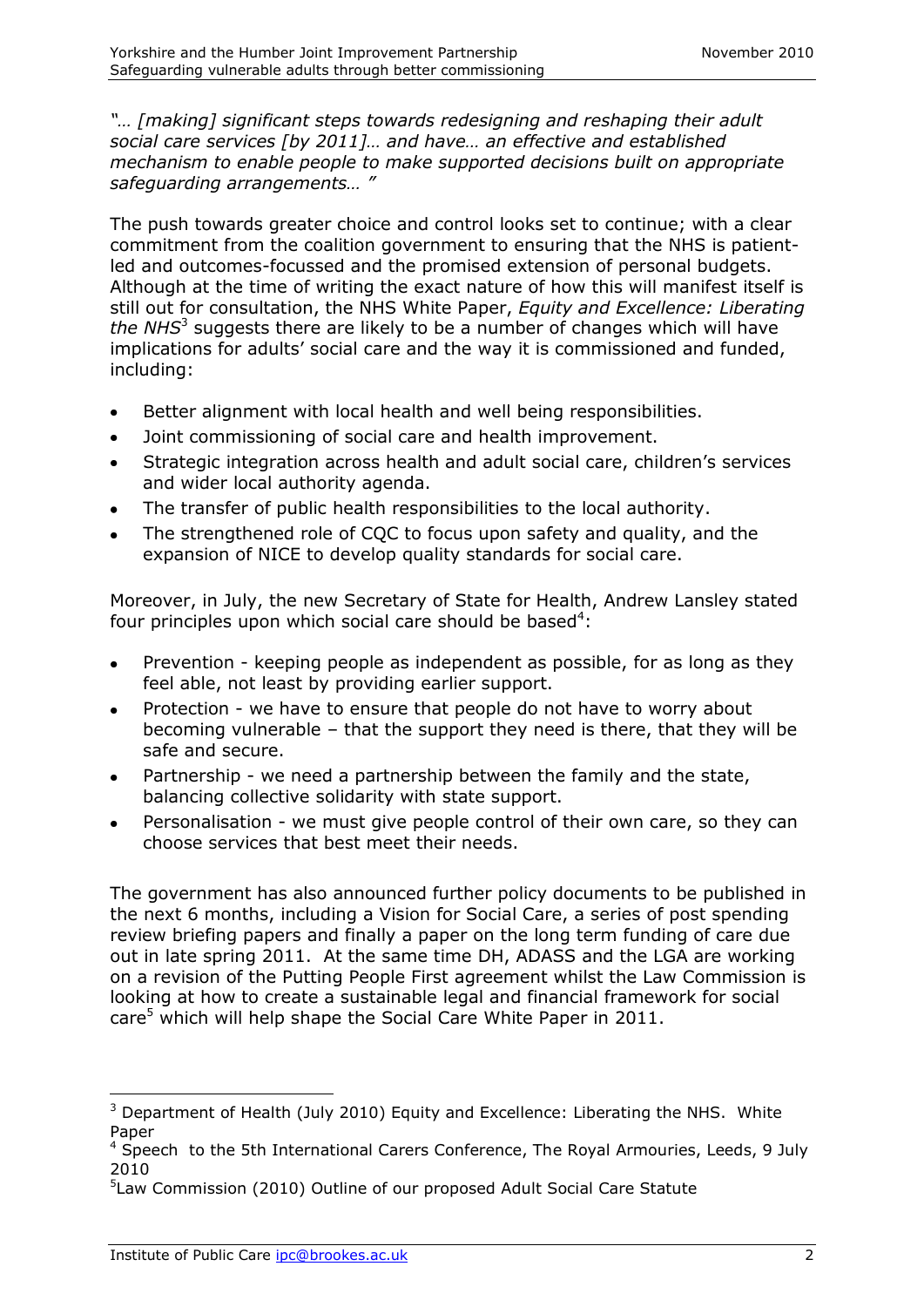*"… [making] significant steps towards redesigning and reshaping their adult social care services [by 2011]… and have… an effective and established mechanism to enable people to make supported decisions built on appropriate safeguarding arrangements… "*

The push towards greater choice and control looks set to continue; with a clear commitment from the coalition government to ensuring that the NHS is patient-led and outcomes-focussed and the promised extension of personal budgets. Although at the time of writing the exact nature of how this will manifest itself is still out for consultation, the NHS White Paper, *Equity and Excellence: Liberating the NHS*[3] suggests there are likely to be a number of changes which will have implications for adults' social care and the way it is commissioned and funded, including:

- Better alignment with local health and well being responsibilities.
- Joint commissioning of social care and health improvement.
- Strategic integration across health and adult social care, children's services and wider local authority agenda.
- The transfer of public health responsibilities to the local authority.
- The strengthened role of CQC to focus upon safety and quality, and the expansion of NICE to develop quality standards for social care.

Moreover, in July, the new Secretary of State for Health, Andrew Lansley stated four principles upon which social care should be based[4]:

- Prevention - keeping people as independent as possible, for as long as they feel able, not least by providing earlier support.
- Protection - we have to ensure that people do not have to worry about becoming vulnerable – that the support they need is there, that they will be safe and secure.
- Partnership - we need a partnership between the family and the state, balancing collective solidarity with state support.
- Personalisation - we must give people control of their own care, so they can choose services that best meet their needs.

The government has also announced further policy documents to be published in the next 6 months, including a Vision for Social Care, a series of post spending review briefing papers and finally a paper on the long term funding of care due out in late spring 2011. At the same time DH, ADASS and the LGA are working on a revision of the Putting People First agreement whilst the Law Commission is looking at how to create a sustainable legal and financial framework for social care[5] which will help shape the Social Care White Paper in 2011.

[3] Department of Health (July 2010) Equity and Excellence: Liberating the NHS. White Paper

[4] Speech to the 5th International Carers Conference, The Royal Armouries, Leeds, 9 July 2010

[5] Law Commission (2010) Outline of our proposed Adult Social Care Statute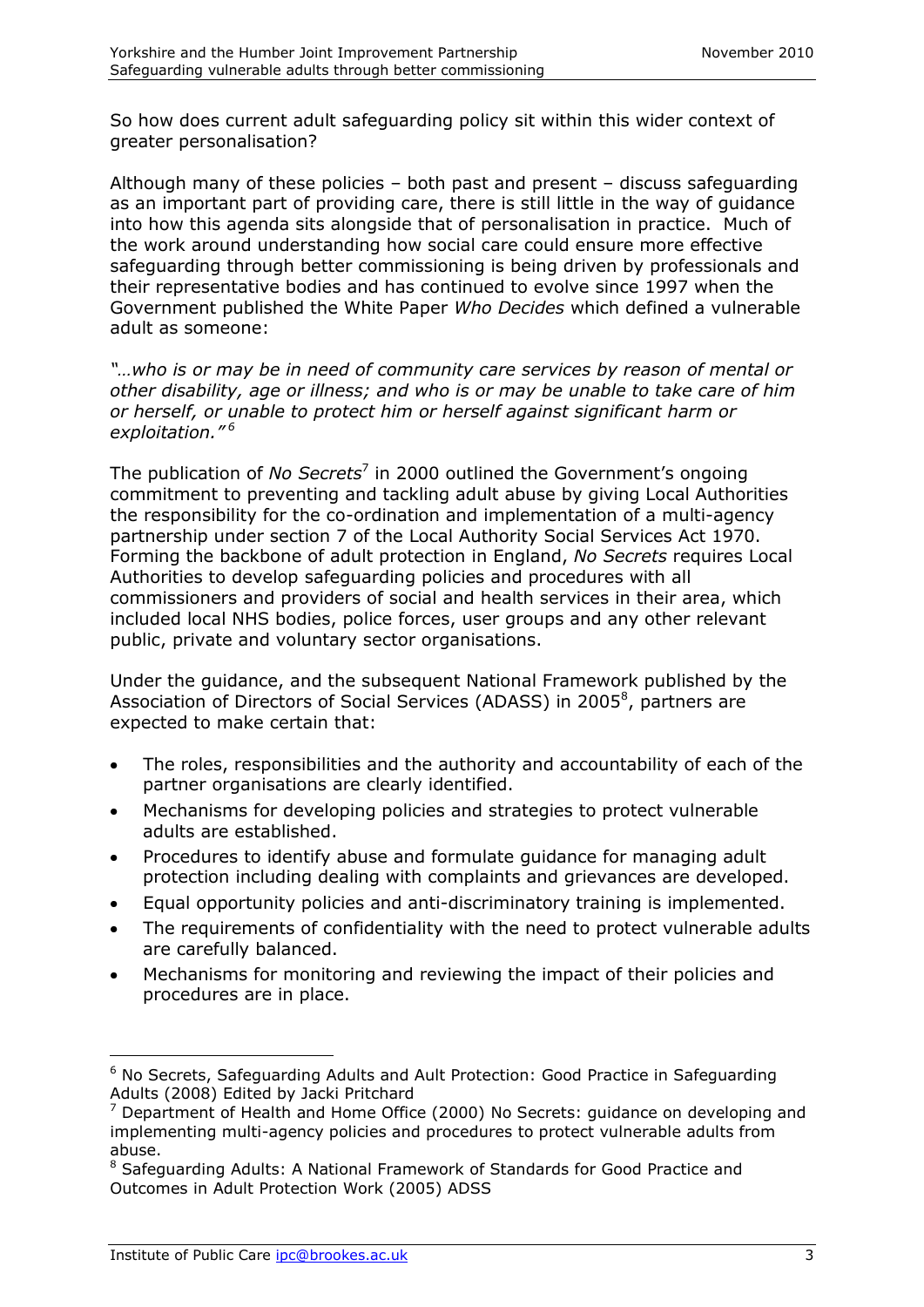So how does current adult safeguarding policy sit within this wider context of greater personalisation?

Although many of these policies – both past and present – discuss safeguarding as an important part of providing care, there is still little in the way of guidance into how this agenda sits alongside that of personalisation in practice. Much of the work around understanding how social care could ensure more effective safeguarding through better commissioning is being driven by professionals and their representative bodies and has continued to evolve since 1997 when the Government published the White Paper *Who Decides* which defined a vulnerable adult as someone:

*"…who is or may be in need of community care services by reason of mental or other disability, age or illness; and who is or may be unable to take care of him or herself, or unable to protect him or herself against significant harm or exploitation."*[6]

The publication of *No Secrets*[7] in 2000 outlined the Government's ongoing commitment to preventing and tackling adult abuse by giving Local Authorities the responsibility for the co-ordination and implementation of a multi-agency partnership under section 7 of the Local Authority Social Services Act 1970. Forming the backbone of adult protection in England, *No Secrets* requires Local Authorities to develop safeguarding policies and procedures with all commissioners and providers of social and health services in their area, which included local NHS bodies, police forces, user groups and any other relevant public, private and voluntary sector organisations.

Under the guidance, and the subsequent National Framework published by the Association of Directors of Social Services (ADASS) in 2005[8], partners are expected to make certain that:

- The roles, responsibilities and the authority and accountability of each of the partner organisations are clearly identified.
- Mechanisms for developing policies and strategies to protect vulnerable adults are established.
- Procedures to identify abuse and formulate guidance for managing adult protection including dealing with complaints and grievances are developed.
- Equal opportunity policies and anti-discriminatory training is implemented.
- The requirements of confidentiality with the need to protect vulnerable adults are carefully balanced.
- Mechanisms for monitoring and reviewing the impact of their policies and procedures are in place.

---

[6] No Secrets, Safeguarding Adults and Ault Protection: Good Practice in Safeguarding Adults (2008) Edited by Jacki Pritchard

[7] Department of Health and Home Office (2000) No Secrets: guidance on developing and implementing multi-agency policies and procedures to protect vulnerable adults from abuse.

[8] Safeguarding Adults: A National Framework of Standards for Good Practice and Outcomes in Adult Protection Work (2005) ADSS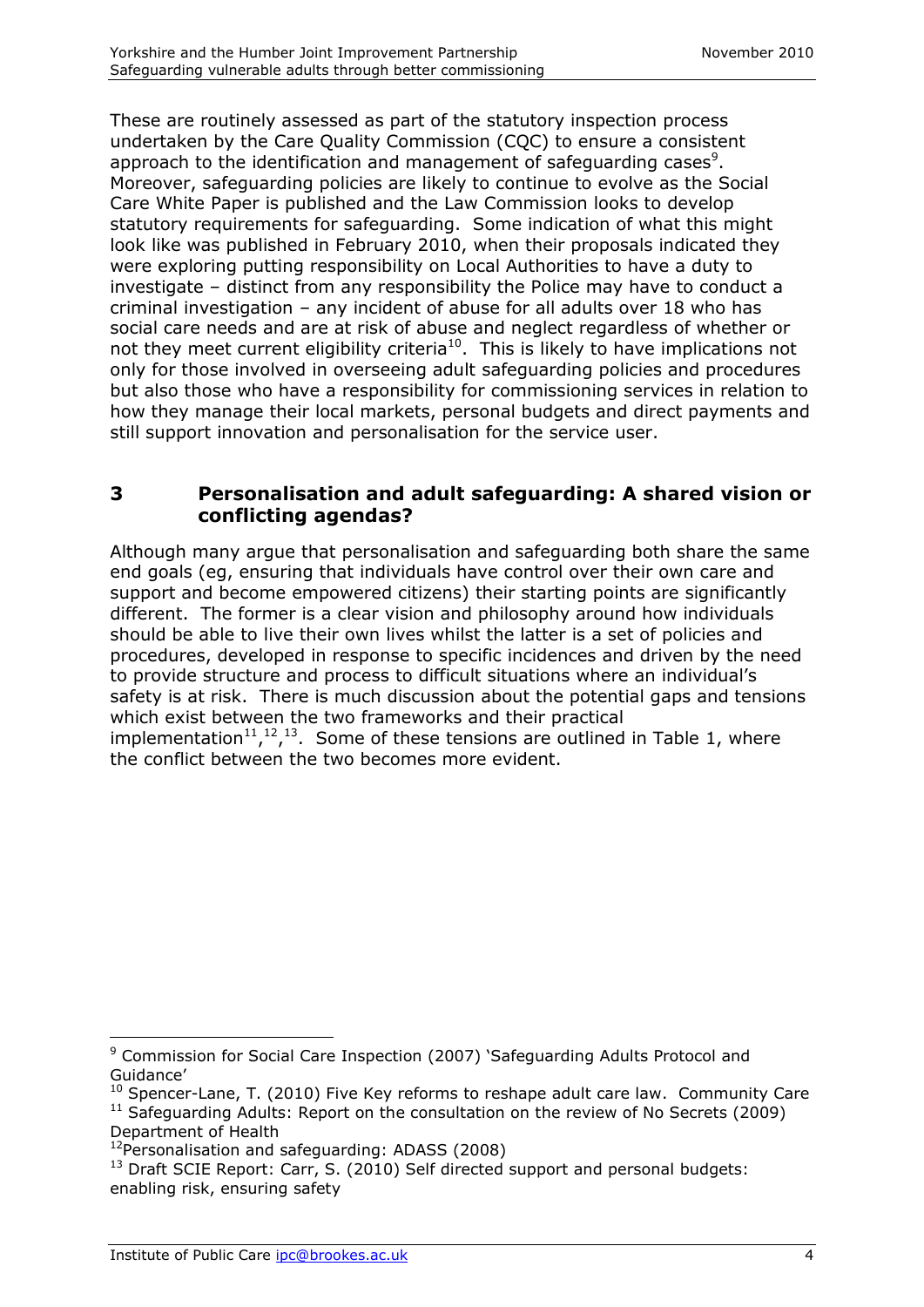These are routinely assessed as part of the statutory inspection process undertaken by the Care Quality Commission (CQC) to ensure a consistent approach to the identification and management of safeguarding cases[9]. Moreover, safeguarding policies are likely to continue to evolve as the Social Care White Paper is published and the Law Commission looks to develop statutory requirements for safeguarding. Some indication of what this might look like was published in February 2010, when their proposals indicated they were exploring putting responsibility on Local Authorities to have a duty to investigate – distinct from any responsibility the Police may have to conduct a criminal investigation – any incident of abuse for all adults over 18 who has social care needs and are at risk of abuse and neglect regardless of whether or not they meet current eligibility criteria[10]. This is likely to have implications not only for those involved in overseeing adult safeguarding policies and procedures but also those who have a responsibility for commissioning services in relation to how they manage their local markets, personal budgets and direct payments and still support innovation and personalisation for the service user.

## 3 Personalisation and adult safeguarding: A shared vision or conflicting agendas?

Although many argue that personalisation and safeguarding both share the same end goals (eg, ensuring that individuals have control over their own care and support and become empowered citizens) their starting points are significantly different. The former is a clear vision and philosophy around how individuals should be able to live their own lives whilst the latter is a set of policies and procedures, developed in response to specific incidences and driven by the need to provide structure and process to difficult situations where an individual's safety is at risk. There is much discussion about the potential gaps and tensions which exist between the two frameworks and their practical implementation[11],[12],[13]. Some of these tensions are outlined in Table 1, where the conflict between the two becomes more evident.

---

[9] Commission for Social Care Inspection (2007) 'Safeguarding Adults Protocol and Guidance'

[10] Spencer-Lane, T. (2010) Five Key reforms to reshape adult care law. Community Care

[11] Safeguarding Adults: Report on the consultation on the review of No Secrets (2009) Department of Health

[12] Personalisation and safeguarding: ADASS (2008)

[13] Draft SCIE Report: Carr, S. (2010) Self directed support and personal budgets: enabling risk, ensuring safety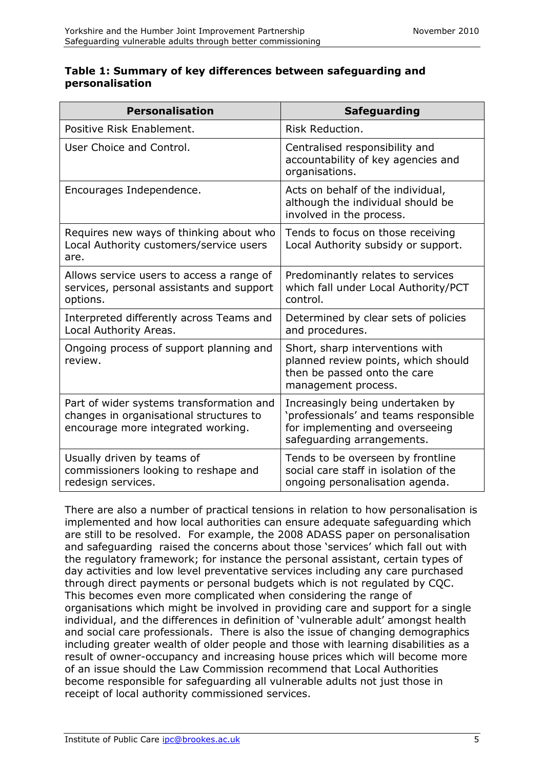**Table 1: Summary of key differences between safeguarding and personalisation**

| Personalisation | Safeguarding |
|---|---|
| Positive Risk Enablement. | Risk Reduction. |
| User Choice and Control. | Centralised responsibility and accountability of key agencies and organisations. |
| Encourages Independence. | Acts on behalf of the individual, although the individual should be involved in the process. |
| Requires new ways of thinking about who Local Authority customers/service users are. | Tends to focus on those receiving Local Authority subsidy or support. |
| Allows service users to access a range of services, personal assistants and support options. | Predominantly relates to services which fall under Local Authority/PCT control. |
| Interpreted differently across Teams and Local Authority Areas. | Determined by clear sets of policies and procedures. |
| Ongoing process of support planning and review. | Short, sharp interventions with planned review points, which should then be passed onto the care management process. |
| Part of wider systems transformation and changes in organisational structures to encourage more integrated working. | Increasingly being undertaken by 'professionals' and teams responsible for implementing and overseeing safeguarding arrangements. |
| Usually driven by teams of commissioners looking to reshape and redesign services. | Tends to be overseen by frontline social care staff in isolation of the ongoing personalisation agenda. |

There are also a number of practical tensions in relation to how personalisation is implemented and how local authorities can ensure adequate safeguarding which are still to be resolved. For example, the 2008 ADASS paper on personalisation and safeguarding raised the concerns about those 'services' which fall out with the regulatory framework; for instance the personal assistant, certain types of day activities and low level preventative services including any care purchased through direct payments or personal budgets which is not regulated by CQC. This becomes even more complicated when considering the range of organisations which might be involved in providing care and support for a single individual, and the differences in definition of 'vulnerable adult' amongst health and social care professionals. There is also the issue of changing demographics including greater wealth of older people and those with learning disabilities as a result of owner-occupancy and increasing house prices which will become more of an issue should the Law Commission recommend that Local Authorities become responsible for safeguarding all vulnerable adults not just those in receipt of local authority commissioned services.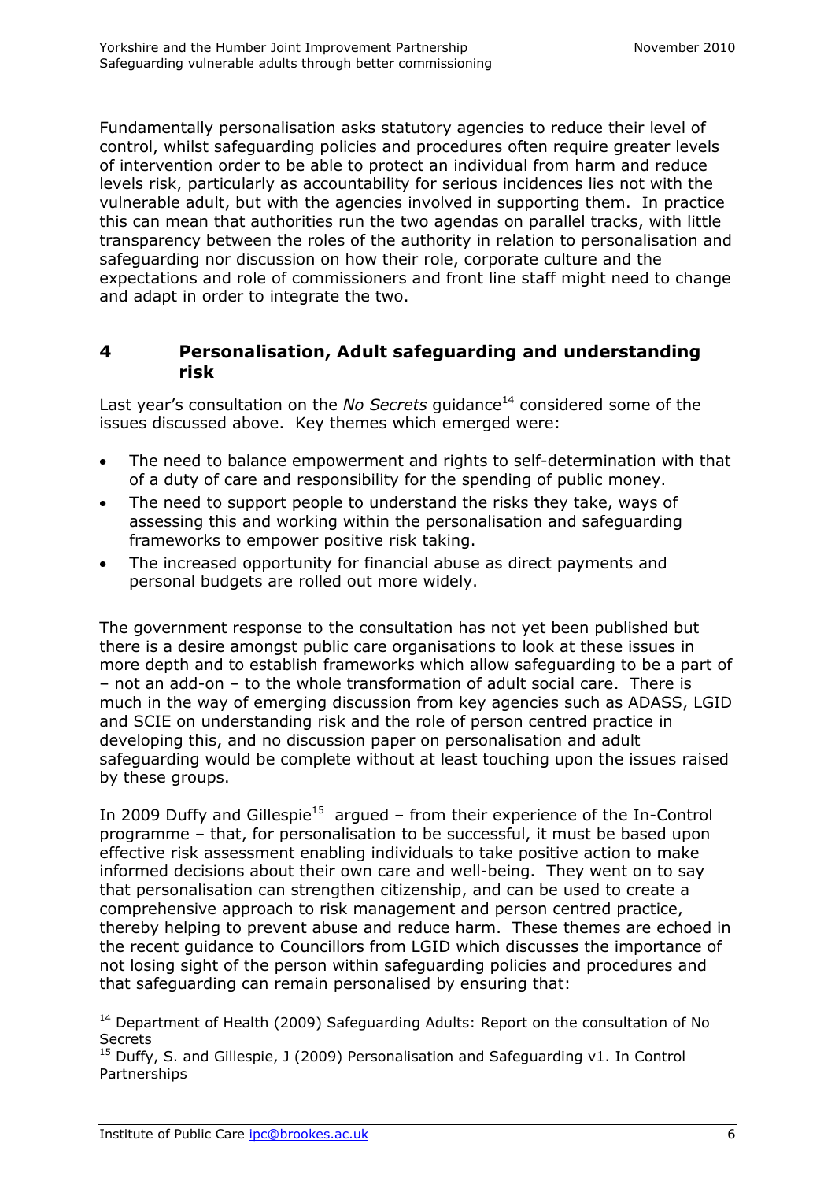Fundamentally personalisation asks statutory agencies to reduce their level of control, whilst safeguarding policies and procedures often require greater levels of intervention order to be able to protect an individual from harm and reduce levels risk, particularly as accountability for serious incidences lies not with the vulnerable adult, but with the agencies involved in supporting them. In practice this can mean that authorities run the two agendas on parallel tracks, with little transparency between the roles of the authority in relation to personalisation and safeguarding nor discussion on how their role, corporate culture and the expectations and role of commissioners and front line staff might need to change and adapt in order to integrate the two.

## 4 Personalisation, Adult safeguarding and understanding risk

Last year's consultation on the *No Secrets* guidance[14] considered some of the issues discussed above. Key themes which emerged were:

- The need to balance empowerment and rights to self-determination with that of a duty of care and responsibility for the spending of public money.
- The need to support people to understand the risks they take, ways of assessing this and working within the personalisation and safeguarding frameworks to empower positive risk taking.
- The increased opportunity for financial abuse as direct payments and personal budgets are rolled out more widely.

The government response to the consultation has not yet been published but there is a desire amongst public care organisations to look at these issues in more depth and to establish frameworks which allow safeguarding to be a part of – not an add-on – to the whole transformation of adult social care. There is much in the way of emerging discussion from key agencies such as ADASS, LGID and SCIE on understanding risk and the role of person centred practice in developing this, and no discussion paper on personalisation and adult safeguarding would be complete without at least touching upon the issues raised by these groups.

In 2009 Duffy and Gillespie[15] argued – from their experience of the In-Control programme – that, for personalisation to be successful, it must be based upon effective risk assessment enabling individuals to take positive action to make informed decisions about their own care and well-being. They went on to say that personalisation can strengthen citizenship, and can be used to create a comprehensive approach to risk management and person centred practice, thereby helping to prevent abuse and reduce harm. These themes are echoed in the recent guidance to Councillors from LGID which discusses the importance of not losing sight of the person within safeguarding policies and procedures and that safeguarding can remain personalised by ensuring that:

---

[14] Department of Health (2009) Safeguarding Adults: Report on the consultation of No Secrets

[15] Duffy, S. and Gillespie, J (2009) Personalisation and Safeguarding v1. In Control Partnerships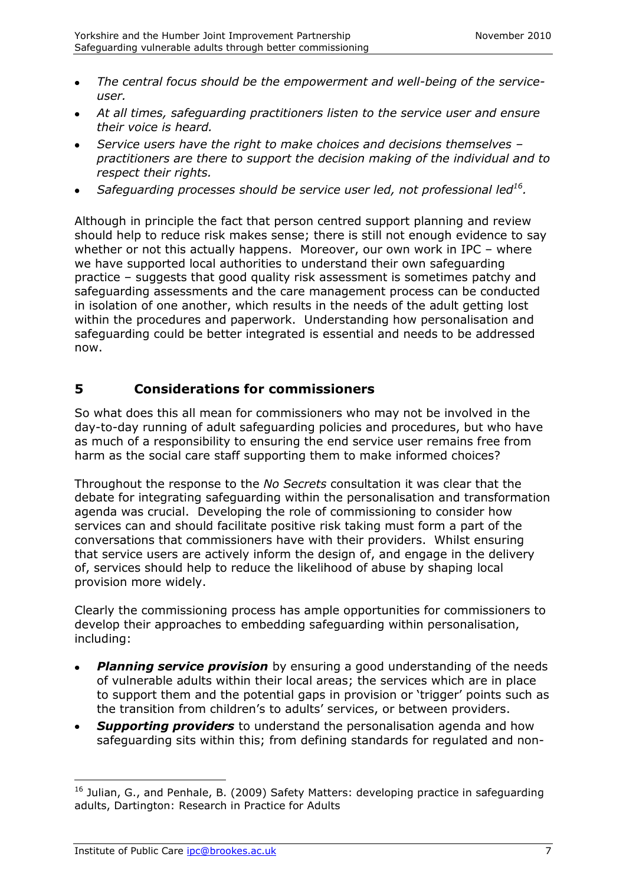- *The central focus should be the empowerment and well-being of the service-user.*
- *At all times, safeguarding practitioners listen to the service user and ensure their voice is heard.*
- *Service users have the right to make choices and decisions themselves – practitioners are there to support the decision making of the individual and to respect their rights.*
- *Safeguarding processes should be service user led, not professional led[16].*

Although in principle the fact that person centred support planning and review should help to reduce risk makes sense; there is still not enough evidence to say whether or not this actually happens. Moreover, our own work in IPC – where we have supported local authorities to understand their own safeguarding practice – suggests that good quality risk assessment is sometimes patchy and safeguarding assessments and the care management process can be conducted in isolation of one another, which results in the needs of the adult getting lost within the procedures and paperwork. Understanding how personalisation and safeguarding could be better integrated is essential and needs to be addressed now.

## 5 Considerations for commissioners

So what does this all mean for commissioners who may not be involved in the day-to-day running of adult safeguarding policies and procedures, but who have as much of a responsibility to ensuring the end service user remains free from harm as the social care staff supporting them to make informed choices?

Throughout the response to the *No Secrets* consultation it was clear that the debate for integrating safeguarding within the personalisation and transformation agenda was crucial. Developing the role of commissioning to consider how services can and should facilitate positive risk taking must form a part of the conversations that commissioners have with their providers. Whilst ensuring that service users are actively inform the design of, and engage in the delivery of, services should help to reduce the likelihood of abuse by shaping local provision more widely.

Clearly the commissioning process has ample opportunities for commissioners to develop their approaches to embedding safeguarding within personalisation, including:

- ***Planning service provision*** by ensuring a good understanding of the needs of vulnerable adults within their local areas; the services which are in place to support them and the potential gaps in provision or 'trigger' points such as the transition from children's to adults' services, or between providers.
- ***Supporting providers*** to understand the personalisation agenda and how safeguarding sits within this; from defining standards for regulated and non-

[16] Julian, G., and Penhale, B. (2009) Safety Matters: developing practice in safeguarding adults, Dartington: Research in Practice for Adults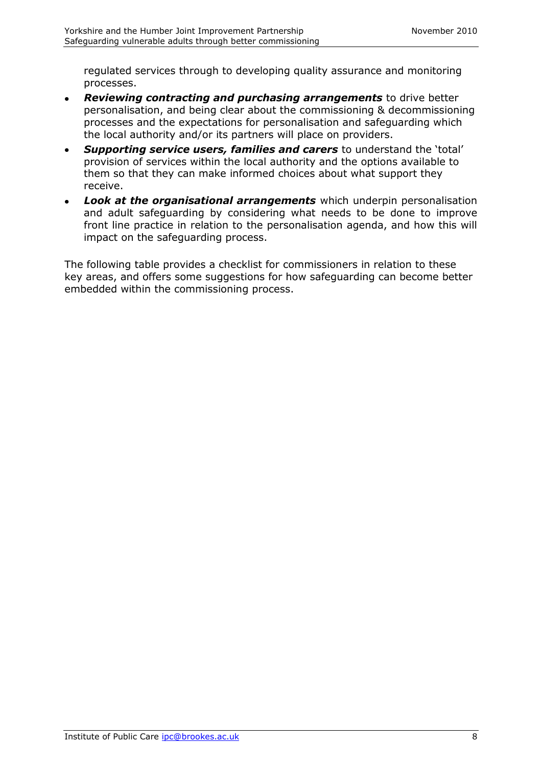regulated services through to developing quality assurance and monitoring processes.

- ***Reviewing contracting and purchasing arrangements*** to drive better personalisation, and being clear about the commissioning & decommissioning processes and the expectations for personalisation and safeguarding which the local authority and/or its partners will place on providers.
- ***Supporting service users, families and carers*** to understand the 'total' provision of services within the local authority and the options available to them so that they can make informed choices about what support they receive.
- ***Look at the organisational arrangements*** which underpin personalisation and adult safeguarding by considering what needs to be done to improve front line practice in relation to the personalisation agenda, and how this will impact on the safeguarding process.

The following table provides a checklist for commissioners in relation to these key areas, and offers some suggestions for how safeguarding can become better embedded within the commissioning process.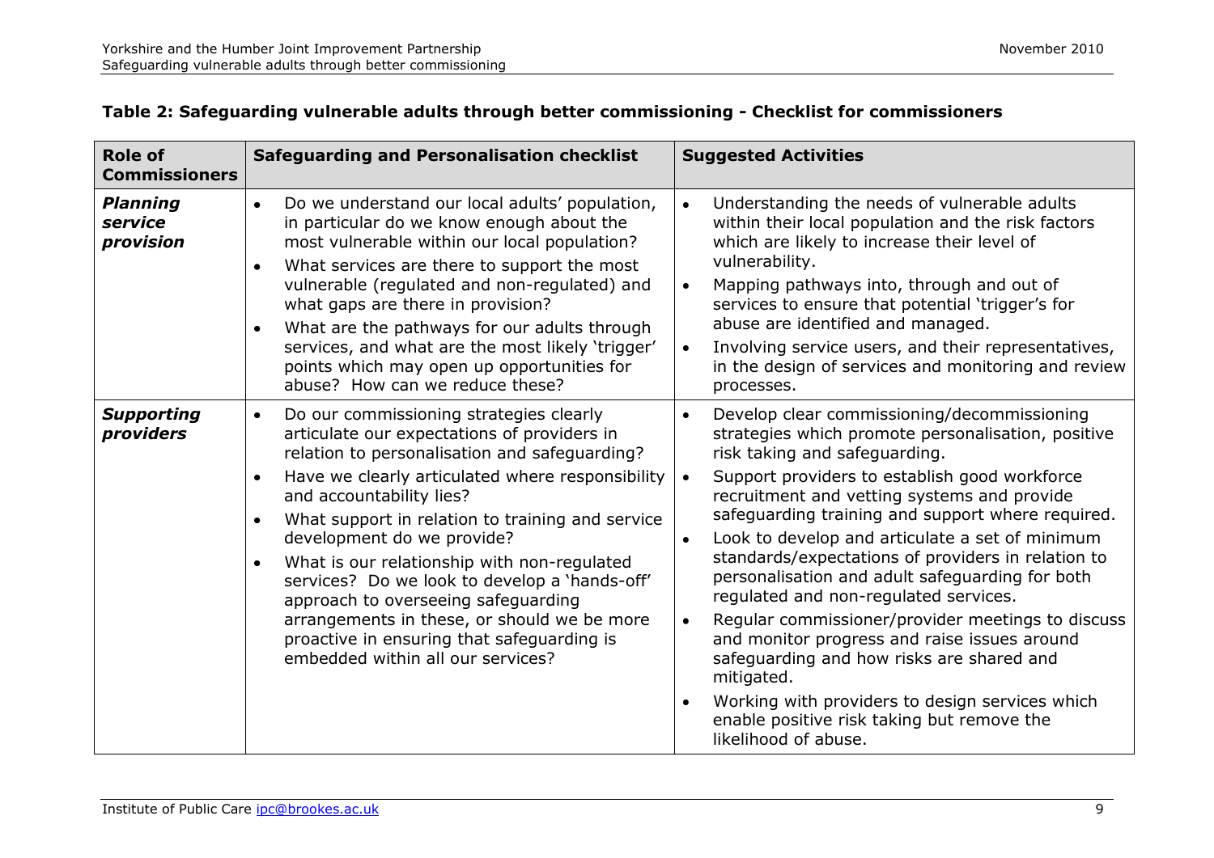**Table 2: Safeguarding vulnerable adults through better commissioning - Checklist for commissioners**

| Role of Commissioners | Safeguarding and Personalisation checklist | Suggested Activities |
|---|---|---|
| ***Planning service provision*** | • Do we understand our local adults' population, in particular do we know enough about the most vulnerable within our local population?<br>• What services are there to support the most vulnerable (regulated and non-regulated) and what gaps are there in provision?<br>• What are the pathways for our adults through services, and what are the most likely 'trigger' points which may open up opportunities for abuse? How can we reduce these? | • Understanding the needs of vulnerable adults within their local population and the risk factors which are likely to increase their level of vulnerability.<br>• Mapping pathways into, through and out of services to ensure that potential 'trigger's for abuse are identified and managed.<br>• Involving service users, and their representatives, in the design of services and monitoring and review processes. |
| ***Supporting providers*** | • Do our commissioning strategies clearly articulate our expectations of providers in relation to personalisation and safeguarding?<br>• Have we clearly articulated where responsibility and accountability lies?<br>• What support in relation to training and service development do we provide?<br>• What is our relationship with non-regulated services? Do we look to develop a 'hands-off' approach to overseeing safeguarding arrangements in these, or should we be more proactive in ensuring that safeguarding is embedded within all our services? | • Develop clear commissioning/decommissioning strategies which promote personalisation, positive risk taking and safeguarding.<br>• Support providers to establish good workforce recruitment and vetting systems and provide safeguarding training and support where required.<br>• Look to develop and articulate a set of minimum standards/expectations of providers in relation to personalisation and adult safeguarding for both regulated and non-regulated services.<br>• Regular commissioner/provider meetings to discuss and monitor progress and raise issues around safeguarding and how risks are shared and mitigated.<br>• Working with providers to design services which enable positive risk taking but remove the likelihood of abuse. |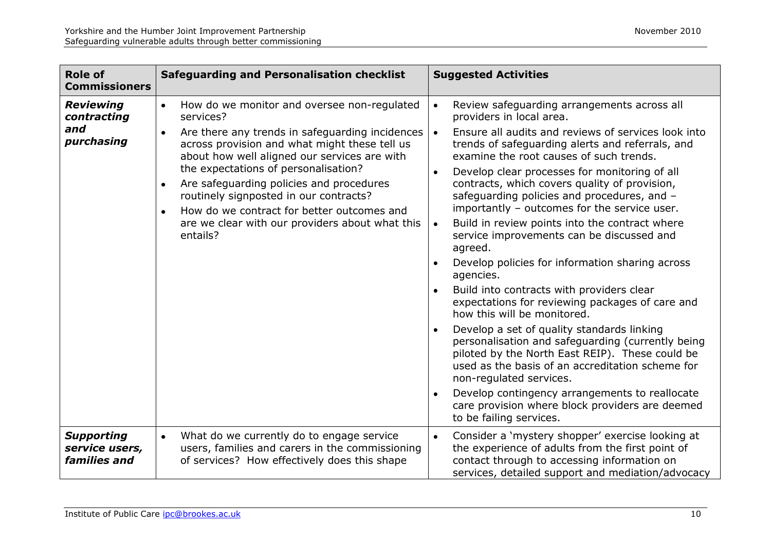| Role of Commissioners | Safeguarding and Personalisation checklist | Suggested Activities |
| --- | --- | --- |
| ***Reviewing contracting and purchasing*** | • How do we monitor and oversee non-regulated services?<br>• Are there any trends in safeguarding incidences across provision and what might these tell us about how well aligned our services are with the expectations of personalisation?<br>• Are safeguarding policies and procedures routinely signposted in our contracts?<br>• How do we contract for better outcomes and are we clear with our providers about what this entails? | • Review safeguarding arrangements across all providers in local area.<br>• Ensure all audits and reviews of services look into trends of safeguarding alerts and referrals, and examine the root causes of such trends.<br>• Develop clear processes for monitoring of all contracts, which covers quality of provision, safeguarding policies and procedures, and – importantly – outcomes for the service user.<br>• Build in review points into the contract where service improvements can be discussed and agreed.<br>• Develop policies for information sharing across agencies.<br>• Build into contracts with providers clear expectations for reviewing packages of care and how this will be monitored.<br>• Develop a set of quality standards linking personalisation and safeguarding (currently being piloted by the North East REIP). These could be used as the basis of an accreditation scheme for non-regulated services.<br>• Develop contingency arrangements to reallocate care provision where block providers are deemed to be failing services. |
| ***Supporting service users, families and*** | • What do we currently do to engage service users, families and carers in the commissioning of services? How effectively does this shape | • Consider a 'mystery shopper' exercise looking at the experience of adults from the first point of contact through to accessing information on services, detailed support and mediation/advocacy |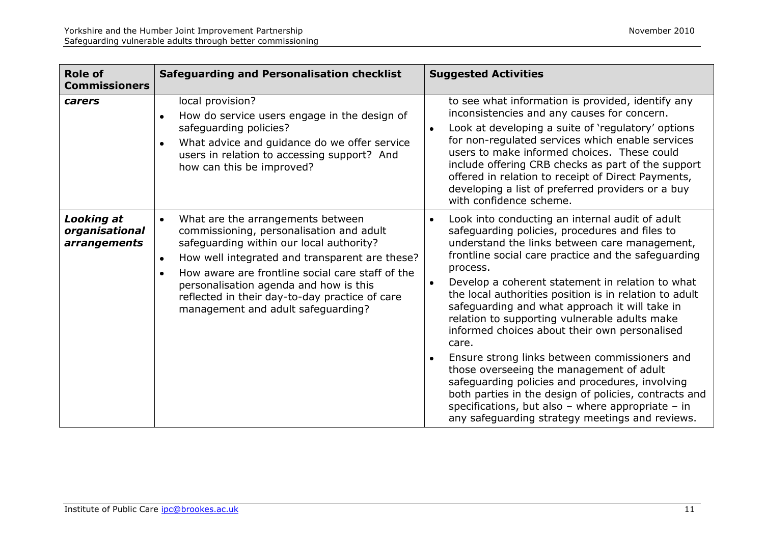| Role of Commissioners | Safeguarding and Personalisation checklist | Suggested Activities |
|---|---|---|
| ***carers*** | local provision?<br>• How do service users engage in the design of safeguarding policies?<br>• What advice and guidance do we offer service users in relation to accessing support? And how can this be improved? | to see what information is provided, identify any inconsistencies and any causes for concern.<br>• Look at developing a suite of 'regulatory' options for non-regulated services which enable services users to make informed choices. These could include offering CRB checks as part of the support offered in relation to receipt of Direct Payments, developing a list of preferred providers or a buy with confidence scheme. |
| ***Looking at organisational arrangements*** | • What are the arrangements between commissioning, personalisation and adult safeguarding within our local authority?<br>• How well integrated and transparent are these?<br>• How aware are frontline social care staff of the personalisation agenda and how is this reflected in their day-to-day practice of care management and adult safeguarding? | • Look into conducting an internal audit of adult safeguarding policies, procedures and files to understand the links between care management, frontline social care practice and the safeguarding process.<br>• Develop a coherent statement in relation to what the local authorities position is in relation to adult safeguarding and what approach it will take in relation to supporting vulnerable adults make informed choices about their own personalised care.<br>• Ensure strong links between commissioners and those overseeing the management of adult safeguarding policies and procedures, involving both parties in the design of policies, contracts and specifications, but also – where appropriate – in any safeguarding strategy meetings and reviews. |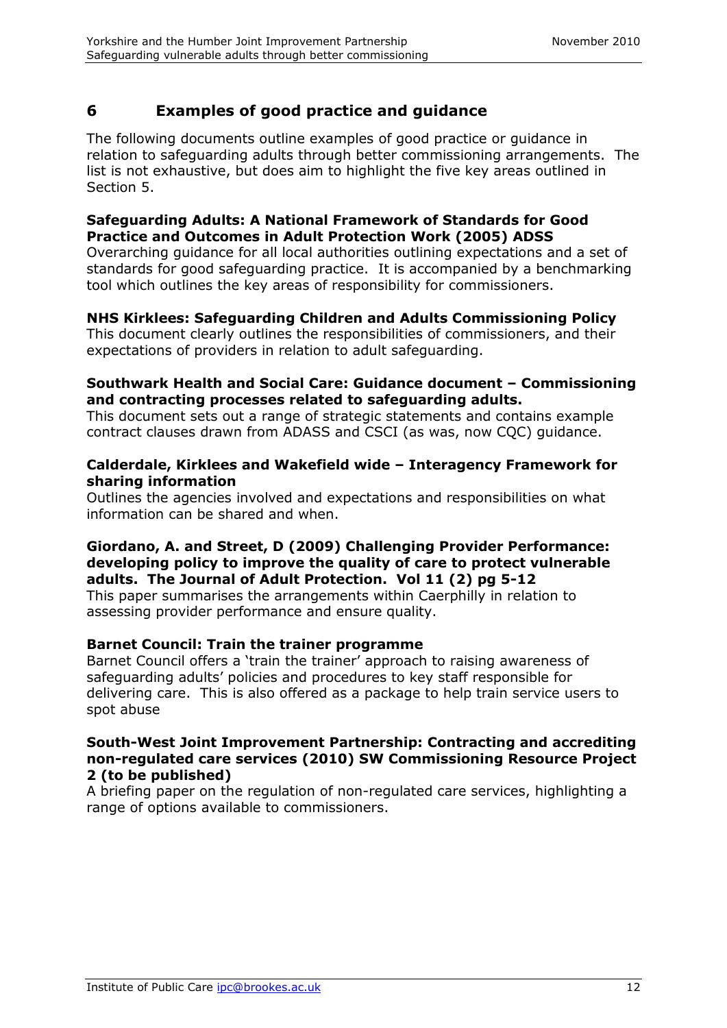## 6 Examples of good practice and guidance

The following documents outline examples of good practice or guidance in relation to safeguarding adults through better commissioning arrangements. The list is not exhaustive, but does aim to highlight the five key areas outlined in Section 5.

**Safeguarding Adults: A National Framework of Standards for Good Practice and Outcomes in Adult Protection Work (2005) ADSS**
Overarching guidance for all local authorities outlining expectations and a set of standards for good safeguarding practice. It is accompanied by a benchmarking tool which outlines the key areas of responsibility for commissioners.

**NHS Kirklees: Safeguarding Children and Adults Commissioning Policy**
This document clearly outlines the responsibilities of commissioners, and their expectations of providers in relation to adult safeguarding.

**Southwark Health and Social Care: Guidance document – Commissioning and contracting processes related to safeguarding adults.**
This document sets out a range of strategic statements and contains example contract clauses drawn from ADASS and CSCI (as was, now CQC) guidance.

**Calderdale, Kirklees and Wakefield wide – Interagency Framework for sharing information**
Outlines the agencies involved and expectations and responsibilities on what information can be shared and when.

**Giordano, A. and Street, D (2009) Challenging Provider Performance: developing policy to improve the quality of care to protect vulnerable adults. The Journal of Adult Protection. Vol 11 (2) pg 5-12**
This paper summarises the arrangements within Caerphilly in relation to assessing provider performance and ensure quality.

**Barnet Council: Train the trainer programme**
Barnet Council offers a 'train the trainer' approach to raising awareness of safeguarding adults' policies and procedures to key staff responsible for delivering care. This is also offered as a package to help train service users to spot abuse

**South-West Joint Improvement Partnership: Contracting and accrediting non-regulated care services (2010) SW Commissioning Resource Project 2 (to be published)**
A briefing paper on the regulation of non-regulated care services, highlighting a range of options available to commissioners.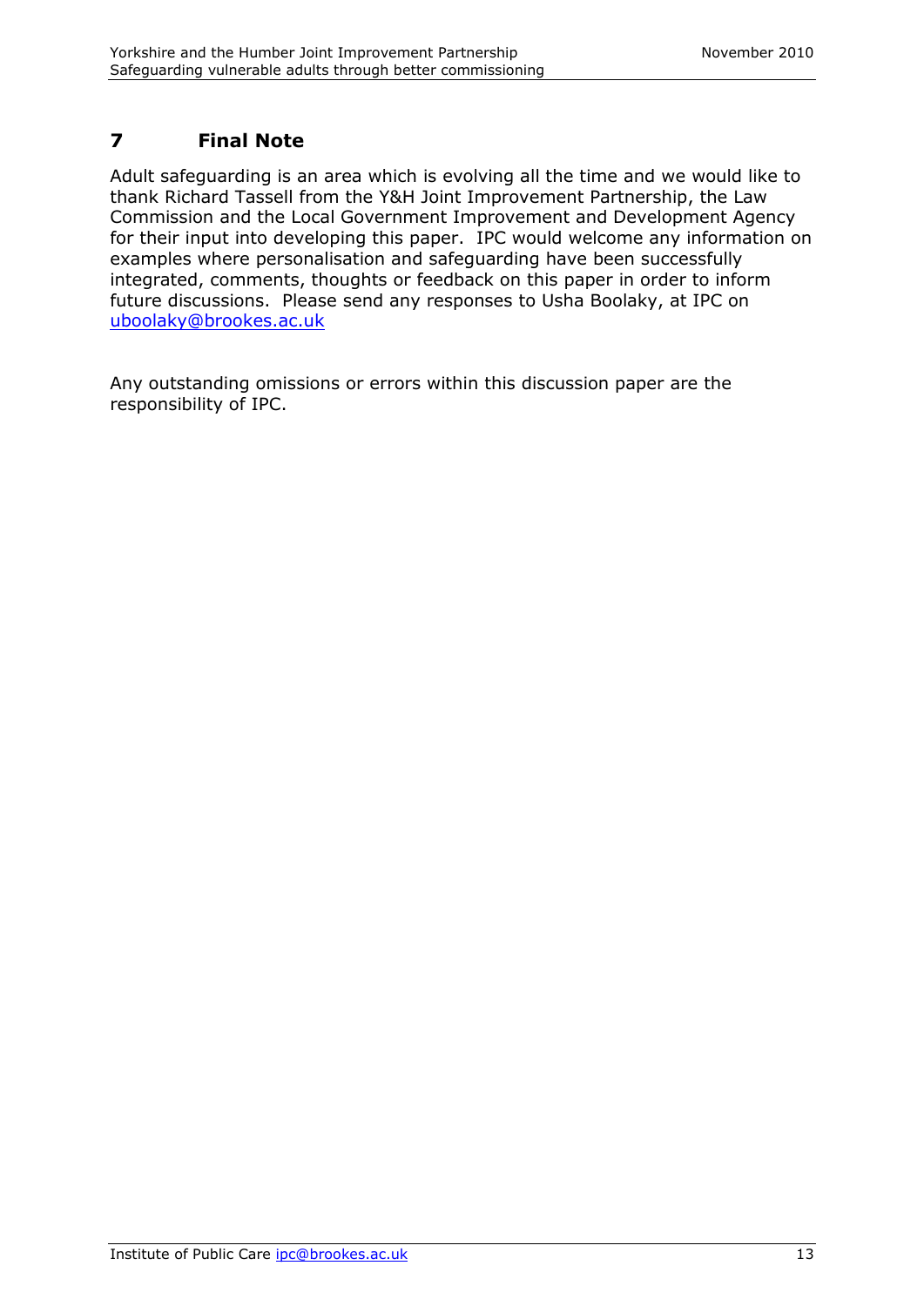## 7 Final Note

Adult safeguarding is an area which is evolving all the time and we would like to thank Richard Tassell from the Y&H Joint Improvement Partnership, the Law Commission and the Local Government Improvement and Development Agency for their input into developing this paper. IPC would welcome any information on examples where personalisation and safeguarding have been successfully integrated, comments, thoughts or feedback on this paper in order to inform future discussions. Please send any responses to Usha Boolaky, at IPC on uboolaky@brookes.ac.uk

Any outstanding omissions or errors within this discussion paper are the responsibility of IPC.